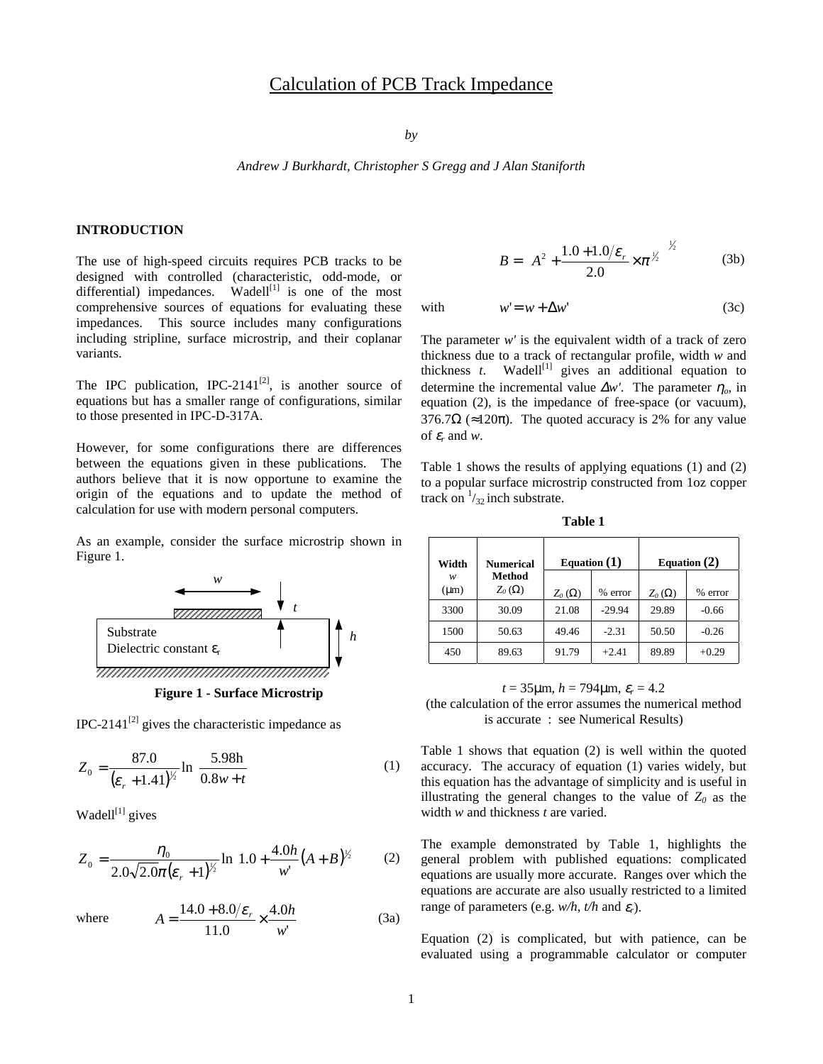# Calculation of PCB Track Impedance

*by*

*Andrew J Burkhardt, Christopher S Gregg and J Alan Staniforth*

## INTRODUCTION

The use of high-speed circuits requires PCB tracks to be designed with controlled (characteristic, odd-mode, or differential) impedances. Wadell[1] is one of the most comprehensive sources of equations for evaluating these impedances. This source includes many configurations including stripline, surface microstrip, and their coplanar variants.

The IPC publication, IPC-2141[2], is another source of equations but has a smaller range of configurations, similar to those presented in IPC-D-317A.

However, for some configurations there are differences between the equations given in these publications. The authors believe that it is now opportune to examine the origin of the equations and to update the method of calculation for use with modern personal computers.

As an example, consider the surface microstrip shown in Figure 1.

**Figure 1 - Surface Microstrip**

IPC-2141[2] gives the characteristic impedance as

$$Z_0 = \frac{87.0}{(\varepsilon_r + 1.41)^{1/2}} \ln\left(\frac{5.98h}{0.8w + t}\right) \tag{1}$$

Wadell[1] gives

$$Z_0 = \frac{\eta_0}{2.0\sqrt{2.0}\,\pi(\varepsilon_r + 1)^{1/2}} \ln\left[1.0 + \frac{4.0h}{w'}(A + B)^{1/2}\right] \tag{2}$$

where
$$A = \frac{14.0 + 8.0/\varepsilon_r}{11.0} \times \frac{4.0h}{w'} \tag{3a}$$

$$B = \left[A^2 + \frac{1.0 + 1.0/\varepsilon_r}{2.0} \times \pi^{1/2}\right]^{1/2} \tag{3b}$$

with
$$w' = w + \Delta w' \tag{3c}$$

The parameter $w'$ is the equivalent width of a track of zero thickness due to a track of rectangular profile, width $w$ and thickness $t$. Wadell[1] gives an additional equation to determine the incremental value $\Delta w'$. The parameter $\eta_o$, in equation (2), is the impedance of free-space (or vacuum), 376.7Ω (≈120π). The quoted accuracy is 2% for any value of $\varepsilon_r$ and $w$.

Table 1 shows the results of applying equations (1) and (2) to a popular surface microstrip constructed from 1oz copper track on $^1/_{32}$ inch substrate.

**Table 1**

| Width $w$ (μm) | Numerical Method $Z_0$ (Ω) | Equation (1) | | Equation (2) | |
|---|---|---|---|---|---|
| | | $Z_0$ (Ω) | % error | $Z_0$ (Ω) | % error |
| 3300 | 30.09 | 21.08 | -29.94 | 29.89 | -0.66 |
| 1500 | 50.63 | 49.46 | -2.31 | 50.50 | -0.26 |
| 450 | 89.63 | 91.79 | +2.41 | 89.89 | +0.29 |

$t$ = 35μm, $h$ = 794μm, $\varepsilon_r$ = 4.2
(the calculation of the error assumes the numerical method is accurate : see Numerical Results)

Table 1 shows that equation (2) is well within the quoted accuracy. The accuracy of equation (1) varies widely, but this equation has the advantage of simplicity and is useful in illustrating the general changes to the value of $Z_0$ as the width $w$ and thickness $t$ are varied.

The example demonstrated by Table 1, highlights the general problem with published equations: complicated equations are usually more accurate. Ranges over which the equations are accurate are also usually restricted to a limited range of parameters (e.g. $w/h$, $t/h$ and $\varepsilon_r$).

Equation (2) is complicated, but with patience, can be evaluated using a programmable calculator or computer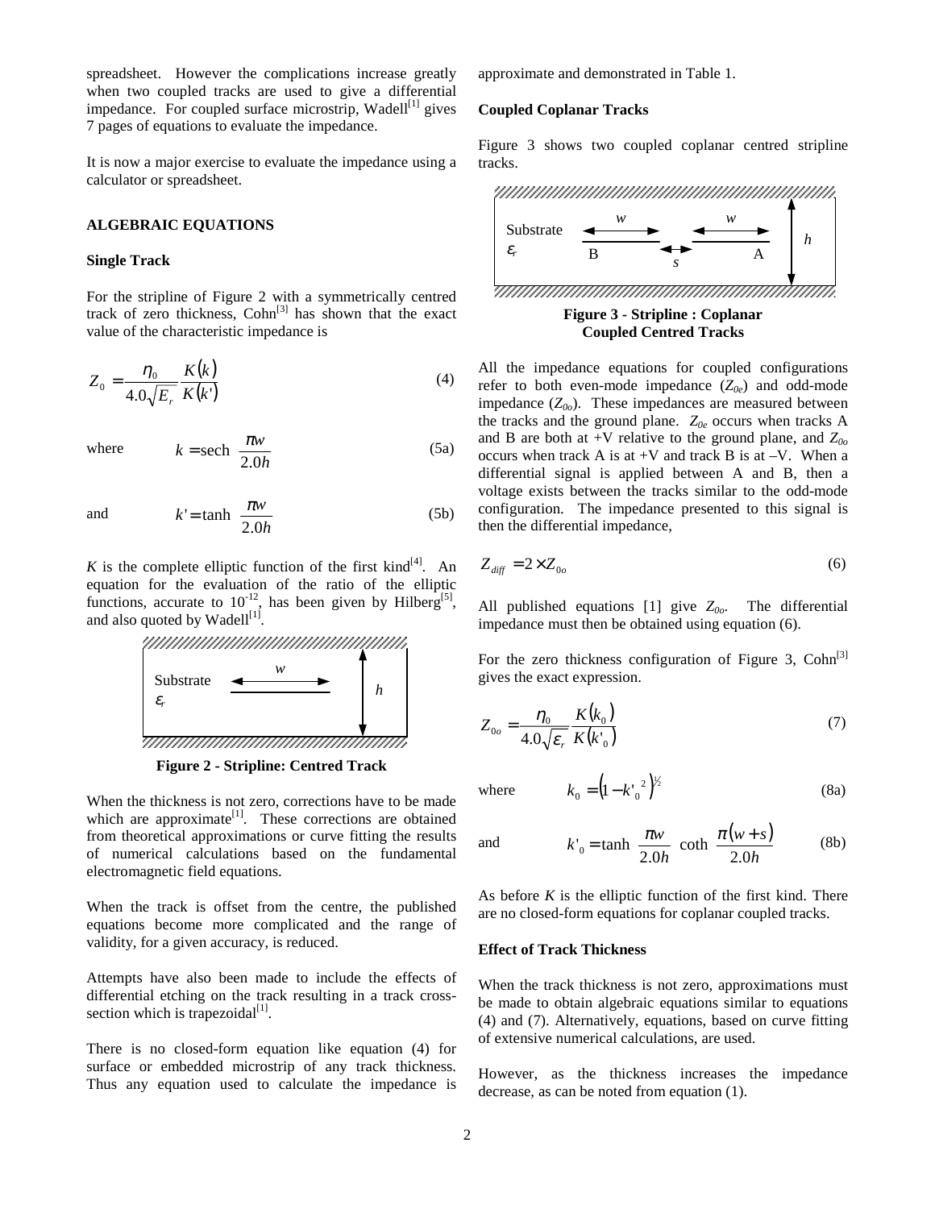spreadsheet. However the complications increase greatly when two coupled tracks are used to give a differential impedance. For coupled surface microstrip, Wadell[1] gives 7 pages of equations to evaluate the impedance.

It is now a major exercise to evaluate the impedance using a calculator or spreadsheet.

## ALGEBRAIC EQUATIONS

### Single Track

For the stripline of Figure 2 with a symmetrically centred track of zero thickness, Cohn[3] has shown that the exact value of the characteristic impedance is

$$Z_0 = \frac{\eta_0}{4.0\sqrt{E_r}} \frac{K(k)}{K(k')} \tag{4}$$

where $$k = \text{sech}\ \frac{\pi w}{2.0h} \tag{5a}$$

and $$k' = \tanh\ \frac{\pi w}{2.0h} \tag{5b}$$

$K$ is the complete elliptic function of the first kind[4]. An equation for the evaluation of the ratio of the elliptic functions, accurate to $10^{-12}$, has been given by Hilberg[5], and also quoted by Wadell[1].

**Figure 2 - Stripline: Centred Track**

When the thickness is not zero, corrections have to be made which are approximate[1]. These corrections are obtained from theoretical approximations or curve fitting the results of numerical calculations based on the fundamental electromagnetic field equations.

When the track is offset from the centre, the published equations become more complicated and the range of validity, for a given accuracy, is reduced.

Attempts have also been made to include the effects of differential etching on the track resulting in a track cross-section which is trapezoidal[1].

There is no closed-form equation like equation (4) for surface or embedded microstrip of any track thickness. Thus any equation used to calculate the impedance is approximate and demonstrated in Table 1.

### Coupled Coplanar Tracks

Figure 3 shows two coupled coplanar centred stripline tracks.

**Figure 3 - Stripline : Coplanar Coupled Centred Tracks**

All the impedance equations for coupled configurations refer to both even-mode impedance ($Z_{0e}$) and odd-mode impedance ($Z_{0o}$). These impedances are measured between the tracks and the ground plane. $Z_{0e}$ occurs when tracks A and B are both at +V relative to the ground plane, and $Z_{0o}$ occurs when track A is at +V and track B is at –V. When a differential signal is applied between A and B, then a voltage exists between the tracks similar to the odd-mode configuration. The impedance presented to this signal is then the differential impedance,

$$Z_{diff} = 2 \times Z_{0o} \tag{6}$$

All published equations [1] give $Z_{0o}$. The differential impedance must then be obtained using equation (6).

For the zero thickness configuration of Figure 3, Cohn[3] gives the exact expression.

$$Z_{0o} = \frac{\eta_0}{4.0\sqrt{\varepsilon_r}} \frac{K(k_0)}{K(k'_0)} \tag{7}$$

where $$k_0 = \left(1 - {k'_0}^2\right)^{1/2} \tag{8a}$$

and $$k'_0 = \tanh\ \frac{\pi w}{2.0h}\ \coth\ \frac{\pi(w+s)}{2.0h} \tag{8b}$$

As before $K$ is the elliptic function of the first kind. There are no closed-form equations for coplanar coupled tracks.

### Effect of Track Thickness

When the track thickness is not zero, approximations must be made to obtain algebraic equations similar to equations (4) and (7). Alternatively, equations, based on curve fitting of extensive numerical calculations, are used.

However, as the thickness increases the impedance decrease, as can be noted from equation (1).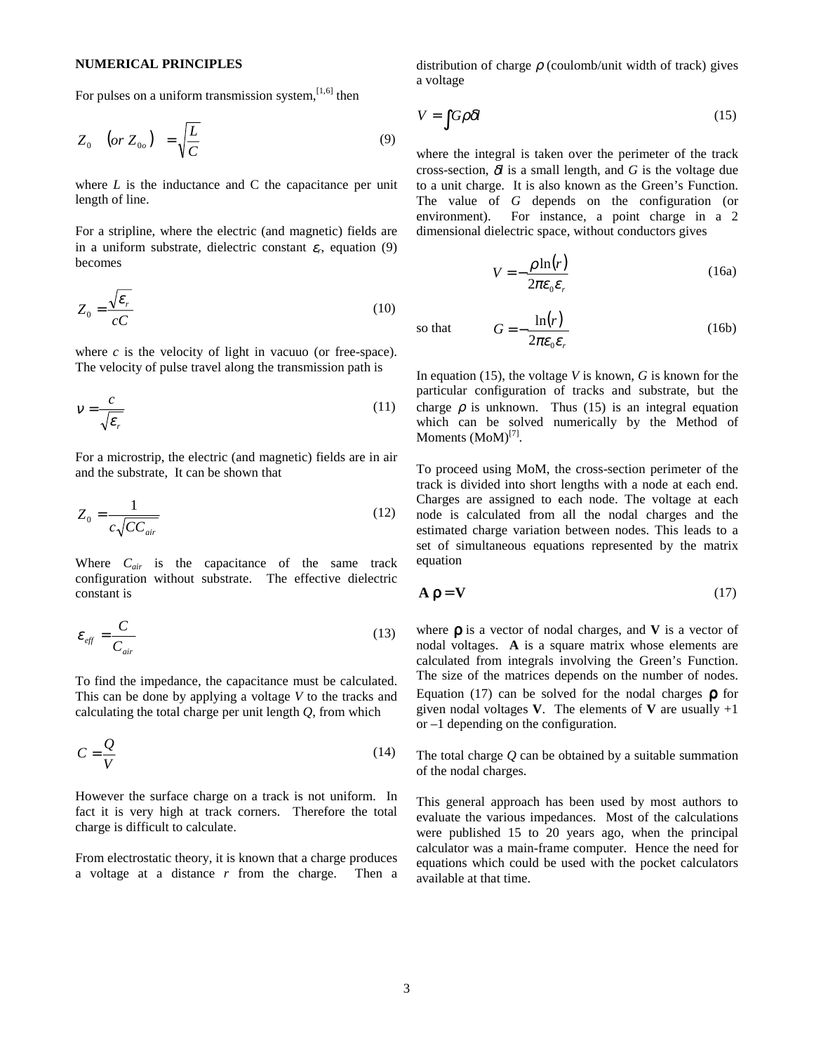**NUMERICAL PRINCIPLES**

For pulses on a uniform transmission system,[1,6] then

$$Z_0 \quad \left(or\ Z_{0o}\right) \quad = \sqrt{\frac{L}{C}} \tag{9}$$

where $L$ is the inductance and C the capacitance per unit length of line.

For a stripline, where the electric (and magnetic) fields are in a uniform substrate, dielectric constant $\varepsilon_r$, equation (9) becomes

$$Z_0 = \frac{\sqrt{\varepsilon_r}}{cC} \tag{10}$$

where $c$ is the velocity of light in vacuuo (or free-space). The velocity of pulse travel along the transmission path is

$$\nu = \frac{c}{\sqrt{\varepsilon_r}} \tag{11}$$

For a microstrip, the electric (and magnetic) fields are in air and the substrate, It can be shown that

$$Z_0 = \frac{1}{c\sqrt{CC_{air}}} \tag{12}$$

Where $C_{air}$ is the capacitance of the same track configuration without substrate. The effective dielectric constant is

$$\varepsilon_{eff} = \frac{C}{C_{air}} \tag{13}$$

To find the impedance, the capacitance must be calculated. This can be done by applying a voltage $V$ to the tracks and calculating the total charge per unit length $Q$, from which

$$C = \frac{Q}{V} \tag{14}$$

However the surface charge on a track is not uniform. In fact it is very high at track corners. Therefore the total charge is difficult to calculate.

From electrostatic theory, it is known that a charge produces a voltage at a distance $r$ from the charge. Then a distribution of charge $\rho$ (coulomb/unit width of track) gives a voltage

$$V = \int G\rho\delta l \tag{15}$$

where the integral is taken over the perimeter of the track cross-section, $\delta l$ is a small length, and $G$ is the voltage due to a unit charge. It is also known as the Green's Function. The value of $G$ depends on the configuration (or environment). For instance, a point charge in a 2 dimensional dielectric space, without conductors gives

$$V = -\frac{\rho \ln(r)}{2\pi\varepsilon_0\varepsilon_r} \tag{16a}$$

so that

$$G = -\frac{\ln(r)}{2\pi\varepsilon_0\varepsilon_r} \tag{16b}$$

In equation (15), the voltage $V$ is known, $G$ is known for the particular configuration of tracks and substrate, but the charge $\rho$ is unknown. Thus (15) is an integral equation which can be solved numerically by the Method of Moments (MoM)[7].

To proceed using MoM, the cross-section perimeter of the track is divided into short lengths with a node at each end. Charges are assigned to each node. The voltage at each node is calculated from all the nodal charges and the estimated charge variation between nodes. This leads to a set of simultaneous equations represented by the matrix equation

$$\mathbf{A}\,\boldsymbol{\rho} = \mathbf{V} \tag{17}$$

where $\boldsymbol{\rho}$ is a vector of nodal charges, and $\mathbf{V}$ is a vector of nodal voltages. $\mathbf{A}$ is a square matrix whose elements are calculated from integrals involving the Green's Function. The size of the matrices depends on the number of nodes. Equation (17) can be solved for the nodal charges $\boldsymbol{\rho}$ for given nodal voltages $\mathbf{V}$. The elements of $\mathbf{V}$ are usually +1 or –1 depending on the configuration.

The total charge $Q$ can be obtained by a suitable summation of the nodal charges.

This general approach has been used by most authors to evaluate the various impedances. Most of the calculations were published 15 to 20 years ago, when the principal calculator was a main-frame computer. Hence the need for equations which could be used with the pocket calculators available at that time.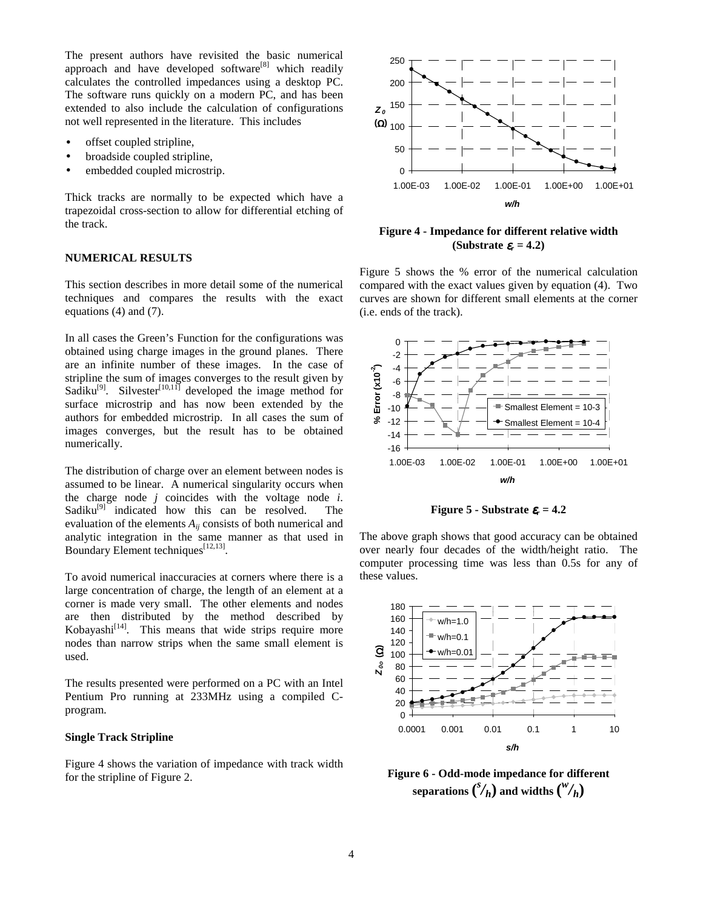The present authors have revisited the basic numerical approach and have developed software[8] which readily calculates the controlled impedances using a desktop PC. The software runs quickly on a modern PC, and has been extended to also include the calculation of configurations not well represented in the literature. This includes

- offset coupled stripline,
- broadside coupled stripline,
- embedded coupled microstrip.

Thick tracks are normally to be expected which have a trapezoidal cross-section to allow for differential etching of the track.

## NUMERICAL RESULTS

This section describes in more detail some of the numerical techniques and compares the results with the exact equations (4) and (7).

In all cases the Green's Function for the configurations was obtained using charge images in the ground planes. There are an infinite number of these images. In the case of stripline the sum of images converges to the result given by Sadiku[9]. Silvester[10,11] developed the image method for surface microstrip and has now been extended by the authors for embedded microstrip. In all cases the sum of images converges, but the result has to be obtained numerically.

The distribution of charge over an element between nodes is assumed to be linear. A numerical singularity occurs when the charge node $j$ coincides with the voltage node $i$. Sadiku[9] indicated how this can be resolved. The evaluation of the elements $A_{ij}$ consists of both numerical and analytic integration in the same manner as that used in Boundary Element techniques[12,13].

To avoid numerical inaccuracies at corners where there is a large concentration of charge, the length of an element at a corner is made very small. The other elements and nodes are then distributed by the method described by Kobayashi[14]. This means that wide strips require more nodes than narrow strips when the same small element is used.

The results presented were performed on a PC with an Intel Pentium Pro running at 233MHz using a compiled C-program.

### Single Track Stripline

Figure 4 shows the variation of impedance with track width for the stripline of Figure 2.

**Figure 4 - Impedance for different relative width (Substrate $\varepsilon_r = 4.2$)**

Figure 5 shows the % error of the numerical calculation compared with the exact values given by equation (4). Two curves are shown for different small elements at the corner (i.e. ends of the track).

**Figure 5 - Substrate $\varepsilon_r = 4.2$**

The above graph shows that good accuracy can be obtained over nearly four decades of the width/height ratio. The computer processing time was less than 0.5s for any of these values.

**Figure 6 - Odd-mode impedance for different separations $(^s/_h)$ and widths $(^w/_h)$**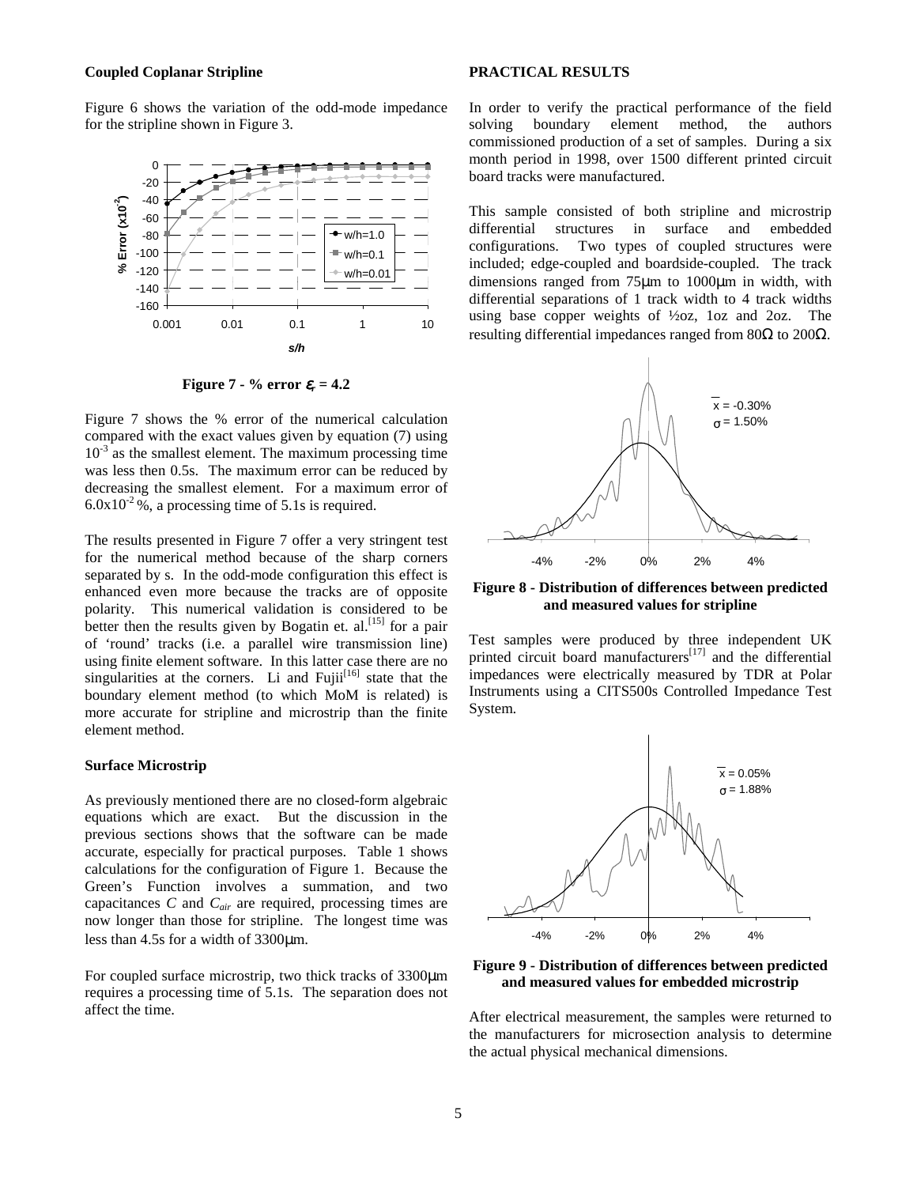### Coupled Coplanar Stripline

Figure 6 shows the variation of the odd-mode impedance for the stripline shown in Figure 3.

**Figure 7 - % error $\varepsilon_r$ = 4.2**

Figure 7 shows the % error of the numerical calculation compared with the exact values given by equation (7) using $10^{-3}$ as the smallest element. The maximum processing time was less then 0.5s. The maximum error can be reduced by decreasing the smallest element. For a maximum error of $6.0\text{x}10^{-2}$ %, a processing time of 5.1s is required.

The results presented in Figure 7 offer a very stringent test for the numerical method because of the sharp corners separated by s. In the odd-mode configuration this effect is enhanced even more because the tracks are of opposite polarity. This numerical validation is considered to be better then the results given by Bogatin et. al.[15] for a pair of 'round' tracks (i.e. a parallel wire transmission line) using finite element software. In this latter case there are no singularities at the corners. Li and Fujii[16] state that the boundary element method (to which MoM is related) is more accurate for stripline and microstrip than the finite element method.

### Surface Microstrip

As previously mentioned there are no closed-form algebraic equations which are exact. But the discussion in the previous sections shows that the software can be made accurate, especially for practical purposes. Table 1 shows calculations for the configuration of Figure 1. Because the Green's Function involves a summation, and two capacitances $C$ and $C_{air}$ are required, processing times are now longer than those for stripline. The longest time was less than 4.5s for a width of 3300μm.

For coupled surface microstrip, two thick tracks of 3300μm requires a processing time of 5.1s. The separation does not affect the time.

### PRACTICAL RESULTS

In order to verify the practical performance of the field solving boundary element method, the authors commissioned production of a set of samples. During a six month period in 1998, over 1500 different printed circuit board tracks were manufactured.

This sample consisted of both stripline and microstrip differential structures in surface and embedded configurations. Two types of coupled structures were included; edge-coupled and boardside-coupled. The track dimensions ranged from 75μm to 1000μm in width, with differential separations of 1 track width to 4 track widths using base copper weights of ½oz, 1oz and 2oz. The resulting differential impedances ranged from 80Ω to 200Ω.

**Figure 8 - Distribution of differences between predicted and measured values for stripline**

Test samples were produced by three independent UK printed circuit board manufacturers[17] and the differential impedances were electrically measured by TDR at Polar Instruments using a CITS500s Controlled Impedance Test System.

**Figure 9 - Distribution of differences between predicted and measured values for embedded microstrip**

After electrical measurement, the samples were returned to the manufacturers for microsection analysis to determine the actual physical mechanical dimensions.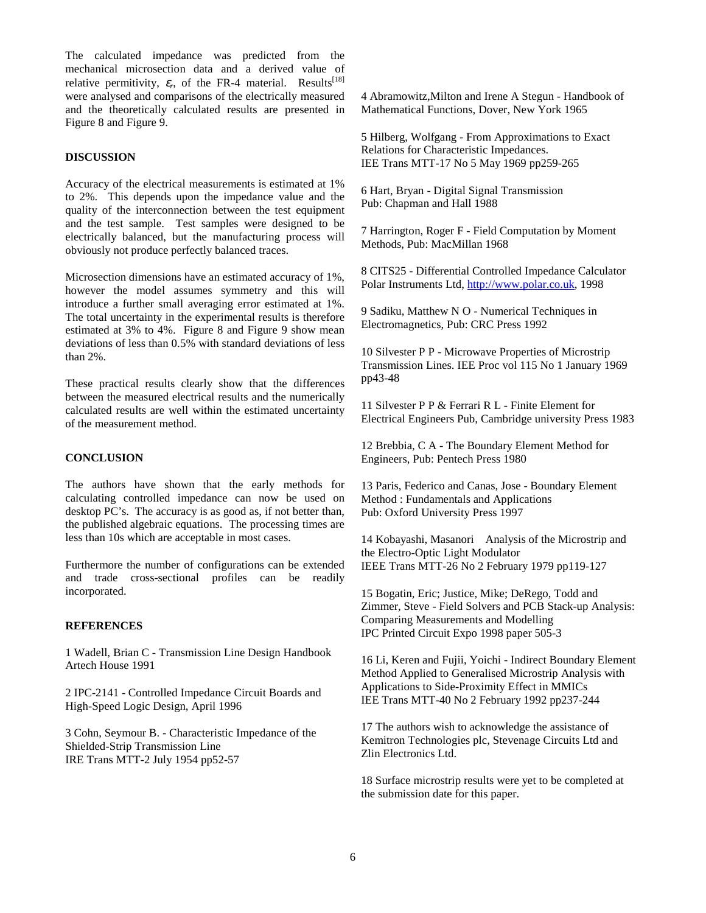The calculated impedance was predicted from the mechanical microsection data and a derived value of relative permitivity, $\varepsilon_r$, of the FR-4 material. Results[18] were analysed and comparisons of the electrically measured and the theoretically calculated results are presented in Figure 8 and Figure 9.

## DISCUSSION

Accuracy of the electrical measurements is estimated at 1% to 2%. This depends upon the impedance value and the quality of the interconnection between the test equipment and the test sample. Test samples were designed to be electrically balanced, but the manufacturing process will obviously not produce perfectly balanced traces.

Microsection dimensions have an estimated accuracy of 1%, however the model assumes symmetry and this will introduce a further small averaging error estimated at 1%. The total uncertainty in the experimental results is therefore estimated at 3% to 4%. Figure 8 and Figure 9 show mean deviations of less than 0.5% with standard deviations of less than 2%.

These practical results clearly show that the differences between the measured electrical results and the numerically calculated results are well within the estimated uncertainty of the measurement method.

## CONCLUSION

The authors have shown that the early methods for calculating controlled impedance can now be used on desktop PC's. The accuracy is as good as, if not better than, the published algebraic equations. The processing times are less than 10s which are acceptable in most cases.

Furthermore the number of configurations can be extended and trade cross-sectional profiles can be readily incorporated.

## REFERENCES

1 Wadell, Brian C - Transmission Line Design Handbook Artech House 1991

2 IPC-2141 - Controlled Impedance Circuit Boards and High-Speed Logic Design, April 1996

3 Cohn, Seymour B. - Characteristic Impedance of the Shielded-Strip Transmission Line IRE Trans MTT-2 July 1954 pp52-57

4 Abramowitz,Milton and Irene A Stegun - Handbook of Mathematical Functions, Dover, New York 1965

5 Hilberg, Wolfgang - From Approximations to Exact Relations for Characteristic Impedances. IEE Trans MTT-17 No 5 May 1969 pp259-265

6 Hart, Bryan - Digital Signal Transmission Pub: Chapman and Hall 1988

7 Harrington, Roger F - Field Computation by Moment Methods, Pub: MacMillan 1968

8 CITS25 - Differential Controlled Impedance Calculator Polar Instruments Ltd, http://www.polar.co.uk, 1998

9 Sadiku, Matthew N O - Numerical Techniques in Electromagnetics, Pub: CRC Press 1992

10 Silvester P P - Microwave Properties of Microstrip Transmission Lines. IEE Proc vol 115 No 1 January 1969 pp43-48

11 Silvester P P & Ferrari R L - Finite Element for Electrical Engineers Pub, Cambridge university Press 1983

12 Brebbia, C A - The Boundary Element Method for Engineers, Pub: Pentech Press 1980

13 Paris, Federico and Canas, Jose - Boundary Element Method : Fundamentals and Applications Pub: Oxford University Press 1997

14 Kobayashi, Masanori Analysis of the Microstrip and the Electro-Optic Light Modulator IEEE Trans MTT-26 No 2 February 1979 pp119-127

15 Bogatin, Eric; Justice, Mike; DeRego, Todd and Zimmer, Steve - Field Solvers and PCB Stack-up Analysis: Comparing Measurements and Modelling IPC Printed Circuit Expo 1998 paper 505-3

16 Li, Keren and Fujii, Yoichi - Indirect Boundary Element Method Applied to Generalised Microstrip Analysis with Applications to Side-Proximity Effect in MMICs IEE Trans MTT-40 No 2 February 1992 pp237-244

17 The authors wish to acknowledge the assistance of Kemitron Technologies plc, Stevenage Circuits Ltd and Zlin Electronics Ltd.

18 Surface microstrip results were yet to be completed at the submission date for this paper.